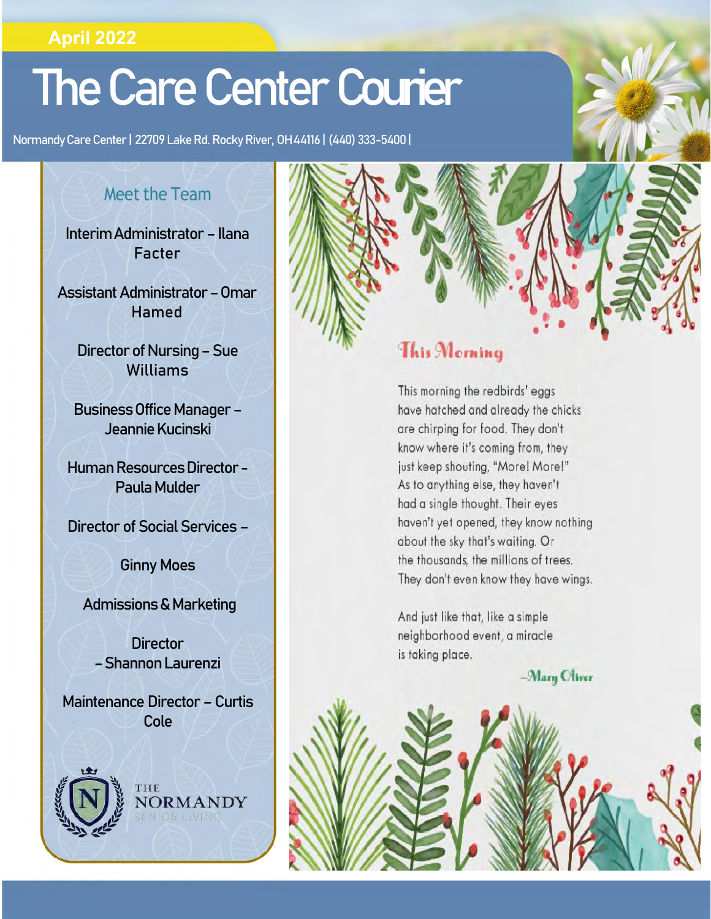April 2022

# The Care Center Courier

Normandy Care Center | 22709 Lake Rd. Rocky River, OH 44116 | (440) 333-5400 |

## Meet the Team

Interim Administrator – Ilana Facter

Assistant Administrator – Omar Hamed

Director of Nursing – Sue Williams

Business Office Manager – Jeannie Kucinski

Human Resources Director - Paula Mulder

Director of Social Services – Ginny Moes

Admissions & Marketing Director – Shannon Laurenzi

Maintenance Director – Curtis Cole

THE NORMANDY SENIOR LIVING

## This Morning

This morning the redbirds' eggs
have hatched and already the chicks
are chirping for food. They don't
know where it's coming from, they
just keep shouting, "More! More!"
As to anything else, they haven't
had a single thought. Their eyes
haven't yet opened, they know nothing
about the sky that's waiting. Or
the thousands, the millions of trees.
They don't even know they have wings.

And just like that, like a simple
neighborhood event, a miracle
is taking place.

–Mary Oliver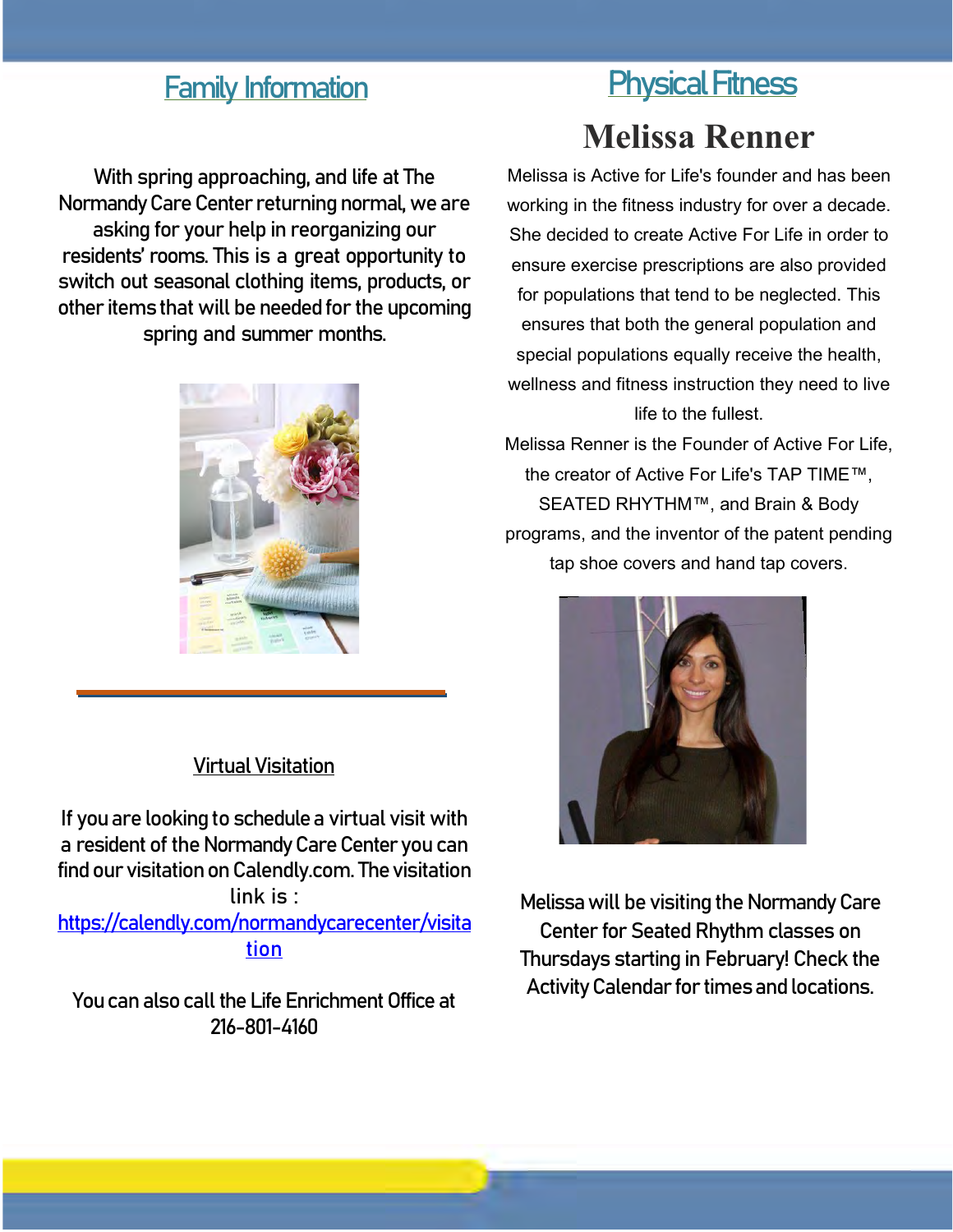## Family Information

With spring approaching, and life at The Normandy Care Center returning normal, we are asking for your help in reorganizing our residents' rooms. This is a great opportunity to switch out seasonal clothing items, products, or other items that will be needed for the upcoming spring and summer months.

### Virtual Visitation

If you are looking to schedule a virtual visit with a resident of the Normandy Care Center you can find our visitation on Calendly.com. The visitation link is : https://calendly.com/normandycarecenter/visitation

You can also call the Life Enrichment Office at 216-801-4160

## Physical Fitness

### Melissa Renner

Melissa is Active for Life's founder and has been working in the fitness industry for over a decade. She decided to create Active For Life in order to ensure exercise prescriptions are also provided for populations that tend to be neglected. This ensures that both the general population and special populations equally receive the health, wellness and fitness instruction they need to live life to the fullest.

Melissa Renner is the Founder of Active For Life, the creator of Active For Life's TAP TIME™, SEATED RHYTHM™, and Brain & Body programs, and the inventor of the patent pending tap shoe covers and hand tap covers.

Melissa will be visiting the Normandy Care Center for Seated Rhythm classes on Thursdays starting in February! Check the Activity Calendar for times and locations.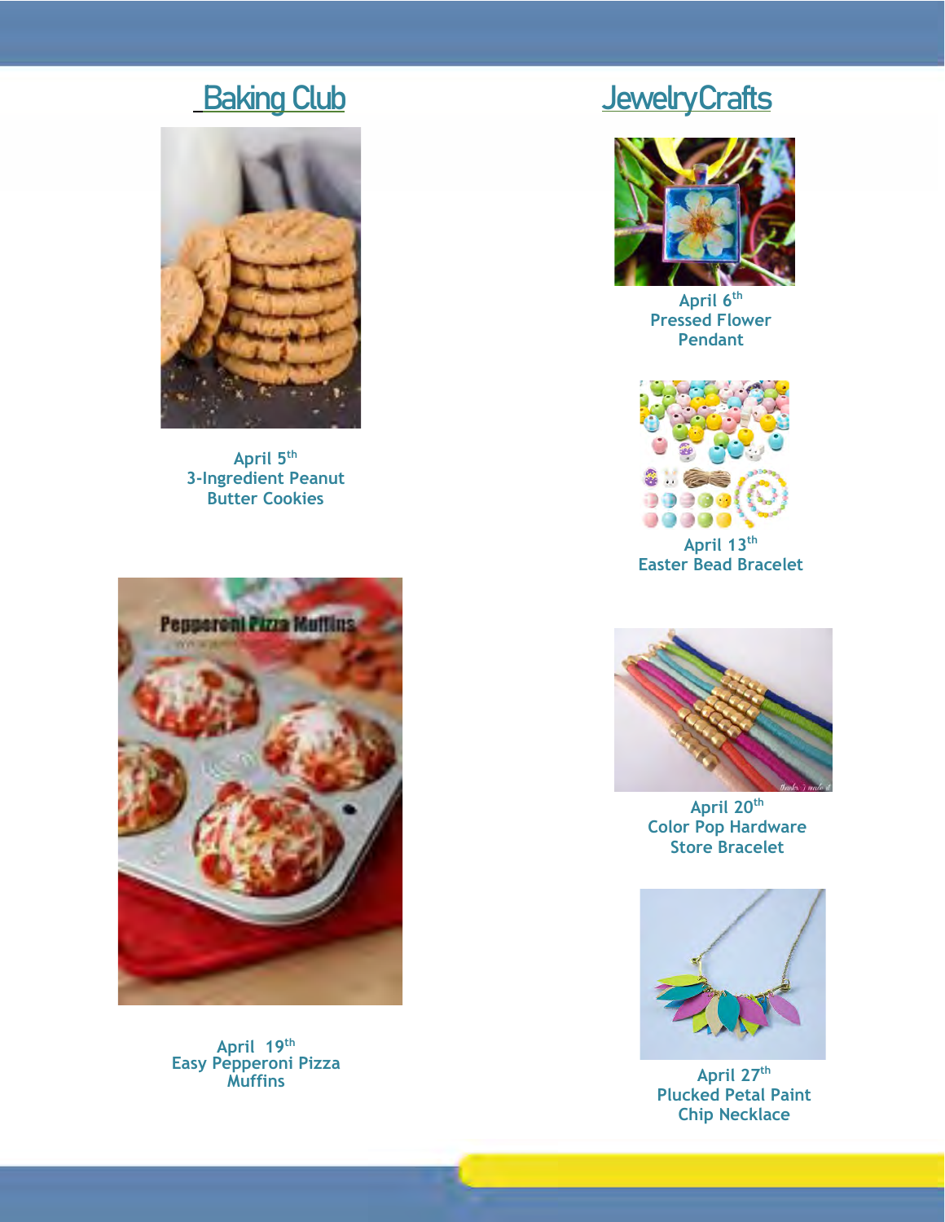## Baking Club

April 5th
3-Ingredient Peanut Butter Cookies

April 19th
Easy Pepperoni Pizza Muffins

## JewelryCrafts

April 6th
Pressed Flower Pendant

April 13th
Easter Bead Bracelet

April 20th
Color Pop Hardware Store Bracelet

April 27th
Plucked Petal Paint Chip Necklace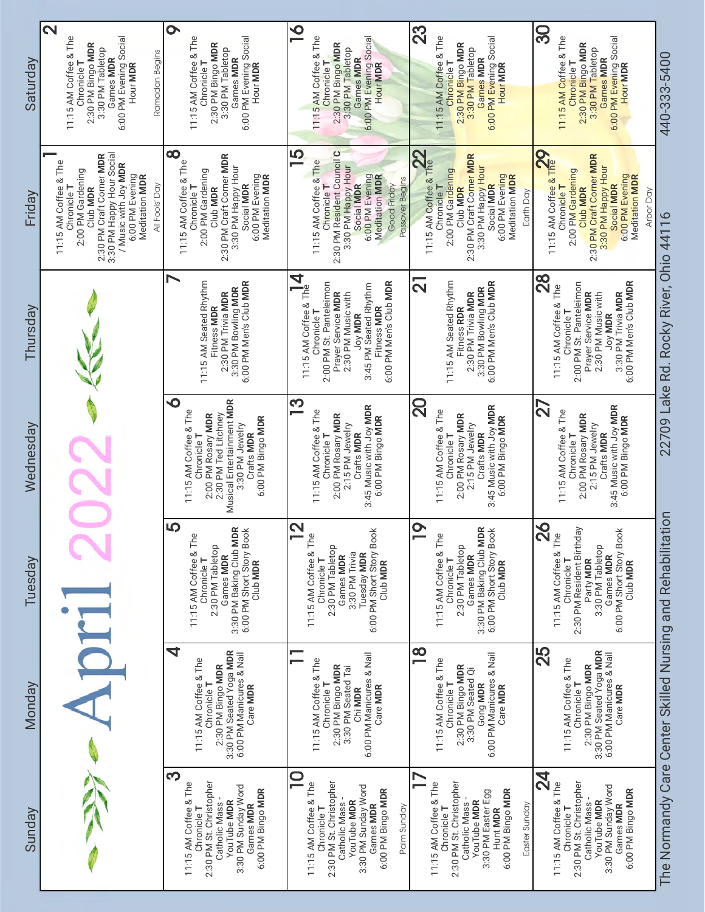# April 2022

| Sunday | Monday | Tuesday | Wednesday | Thursday | Friday | Saturday |
|---|---|---|---|---|---|---|
| | | | | | **1** 11:15 AM Coffee & The Chronicle **T** 2:00 PM Gardening Club **MDR** 2:30 PM Craft Corner **MDR** 3:30 PM Happy Hour Social / Music with Joy **MDR** 6:00 PM Evening Meditation **MDR** All Fools' Day | **2** 11:15 AM Coffee & The Chronicle **T** 2:30 PM Bingo **MDR** 3:30 PM Tabletop Games **MDR** 6:00 PM Evening Social Hour **MDR** Ramadan Begins |
| **3** 11:15 AM Coffee & The Chronicle **T** 2:30 PM St. Christopher Catholic Mass - YouTube **MDR** 3:30 PM Sunday Word Games **MDR** 6:00 PM Bingo **MDR** | **4** 11:15 AM Coffee & The Chronicle **T** 2:30 PM Bingo **MDR** 3:30 PM Seated Yoga **MDR** 6:00 PM Manicures & Nail Care **MDR** | **5** 11:15 AM Coffee & The Chronicle **T** 2:30 PM Tabletop Games **MDR** 3:30 PM Baking Club **MDR** 6:00 PM Short Story Book Club **MDR** | **6** 11:15 AM Coffee & The Chronicle **T** 2:00 PM Rosary **MDR** 2:30 PM Ted Litchney Musical Entertainment **MDR** 3:30 PM Jewelry Crafts **MDR** 6:00 PM Bingo **MDR** | **7** 11:15 AM Seated Rhythm Fitness **MDR** 2:30 PM Trivia **MDR** 3:30 PM Bowling **MDR** 6:00 PM Men's Club **MDR** | **8** 11:15 AM Coffee & The Chronicle **T** 2:00 PM Gardening Club **MDR** 2:30 PM Craft Corner **MDR** 3:30 PM Happy Hour Social **MDR** 6:00 PM Evening Meditation **MDR** | **9** 11:15 AM Coffee & The Chronicle **T** 2:30 PM Bingo **MDR** 3:30 PM Tabletop Games **MDR** 6:00 PM Evening Social Hour **MDR** |
| **10** 11:15 AM Coffee & The Chronicle **T** 2:30 PM St. Christopher Catholic Mass - YouTube **MDR** 3:30 PM Sunday Word Games **MDR** 6:00 PM Bingo **MDR** Palm Sunday | **11** 11:15 AM Coffee & The Chronicle **T** 2:30 PM Bingo **MDR** 3:30 PM Seated Tai Chi **MDR** 6:00 PM Manicures & Nail Care **MDR** | **12** 11:15 AM Coffee & The Chronicle **T** 2:30 PM Tabletop Games **MDR** 3:30 PM Trivia Tuesday **MDR** 6:00 PM Short Story Book Club **MDR** | **13** 11:15 AM Coffee & The Chronicle **T** 2:00 PM Rosary **MDR** 2:15 PM Jewelry Crafts **MDR** 3:45 Music with Joy **MDR** 6:00 PM Bingo **MDR** | **14** 11:15 AM Coffee & The Chronicle **T** 2:00 PM St. Panteleimon Prayer Service **MDR** 2:30 PM Music with Joy **MDR** 3:45 PM Seated Rhythm Fitness **MDR** 6:00 PM Men's Club **MDR** | **15** 11:15 AM Coffee & The Chronicle **T** 2:30 PM Resident Council **C** 3:30 PM Happy Hour Social **MDR** 6:00 PM Evening Meditation **MDR** Good Friday Passover Begins | **16** 11:15 AM Coffee & The Chronicle **T** 2:30 PM Bingo **MDR** 3:30 PM Tabletop Games **MDR** 6:00 PM Evening Social Hour **MDR** |
| **17** 11:15 AM Coffee & The Chronicle **T** 2:30 PM St. Christopher Catholic Mass - YouTube **MDR** 3:30 PM Easter Egg Hunt **MDR** 6:00 PM Bingo **MDR** Easter Sunday | **18** 11:15 AM Coffee & The Chronicle **T** 2:30 PM Bingo **MDR** 3:30 PM Seated Qi Gong **MDR** 6:00 PM Manicures & Nail Care **MDR** | **19** 11:15 AM Coffee & The Chronicle **T** 2:30 PM Tabletop Games **MDR** 3:30 PM Baking Club **MDR** 6:00 PM Short Story Book Club **MDR** | **20** 11:15 AM Coffee & The Chronicle **T** 2:00 PM Rosary **MDR** 2:15 PM Jewelry Crafts **MDR** 3:45 Music with Joy **MDR** 6:00 PM Bingo **MDR** | **21** 11:15 AM Seated Rhythm Fitness **RDR** 2:30 PM Trivia **MDR** 3:30 PM Bowling **MDR** 6:00 PM Men's Club **MDR** | **22** 11:15 AM Coffee & The Chronicle **T** 2:00 PM Gardening Club **MDR** 2:30 PM Craft Corner **MDR** 3:30 PM Happy Hour Social **MDR** 6:00 PM Evening Meditation **MDR** Earth Day | **23** 11:15 AM Coffee & The Chronicle **T** 2:30 PM Bingo **MDR** 3:30 PM Tabletop Games **MDR** 6:00 PM Evening Social Hour **MDR** |
| **24** 11:15 AM Coffee & The Chronicle **T** 2:30 PM St. Christopher Catholic Mass - YouTube **MDR** 3:30 PM Sunday Word Games **MDR** 6:00 PM Bingo **MDR** | **25** 11:15 AM Coffee & The Chronicle **T** 2:30 PM Bingo **MDR** 3:30 PM Seated Yoga **MDR** 6:00 PM Manicures & Nail Care **MDR** | **26** 11:15 AM Coffee & The Chronicle **T** 2:30 PM Resident Birthday Party **MDR** 3:30 PM Tabletop Games **MDR** 6:00 PM Short Story Book Club **MDR** | **27** 11:15 AM Coffee & The Chronicle **T** 2:00 PM Rosary **MDR** 2:15 PM Jewelry Crafts **MDR** 3:45 Music with Joy **MDR** 6:00 PM Bingo **MDR** | **28** 11:15 AM Coffee & The Chronicle **T** 2:00 PM St. Panteleimon Prayer Service **MDR** 2:30 PM Music with Joy **MDR** 3:30 PM Trivia **MDR** 6:00 PM Men's Club **MDR** | **29** 11:15 AM Coffee & The Chronicle **T** 2:00 PM Gardening Club **MDR** 2:30 PM Craft Corner **MDR** 3:30 PM Happy Hour Social **MDR** 6:00 PM Evening Meditation **MDR** Arbor Day | **30** 11:15 AM Coffee & The Chronicle **T** 2:30 PM Bingo **MDR** 3:30 PM Tabletop Games **MDR** 6:00 PM Evening Social Hour **MDR** |

The Normandy Care Center Skilled Nursing and Rehabilitation 22709 Lake Rd. Rocky River, Ohio 44116 440-333-5400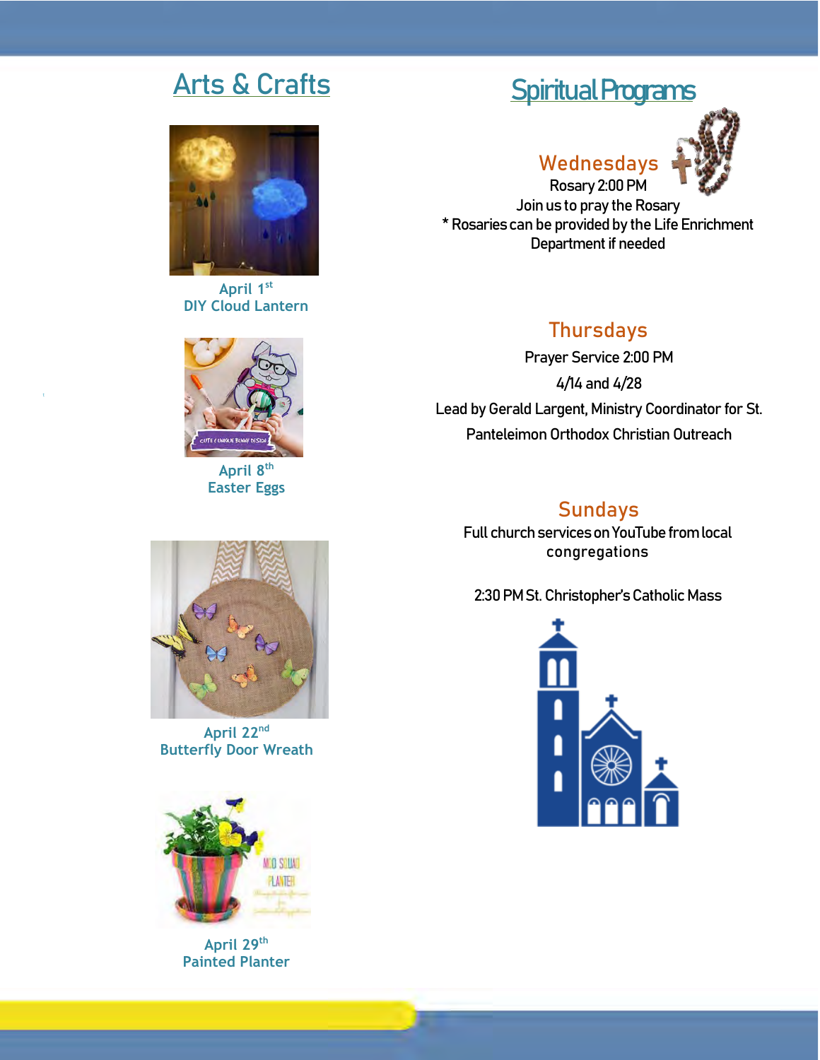## Arts & Crafts

April 1st
DIY Cloud Lantern

April 8th
Easter Eggs

April 22nd
Butterfly Door Wreath

April 29th
Painted Planter

## Spiritual Programs

### Wednesdays

Rosary 2:00 PM
Join us to pray the Rosary
* Rosaries can be provided by the Life Enrichment Department if needed

### Thursdays

Prayer Service 2:00 PM
4/14 and 4/28
Lead by Gerald Largent, Ministry Coordinator for St. Panteleimon Orthodox Christian Outreach

### Sundays

Full church services on YouTube from local congregations

2:30 PM St. Christopher's Catholic Mass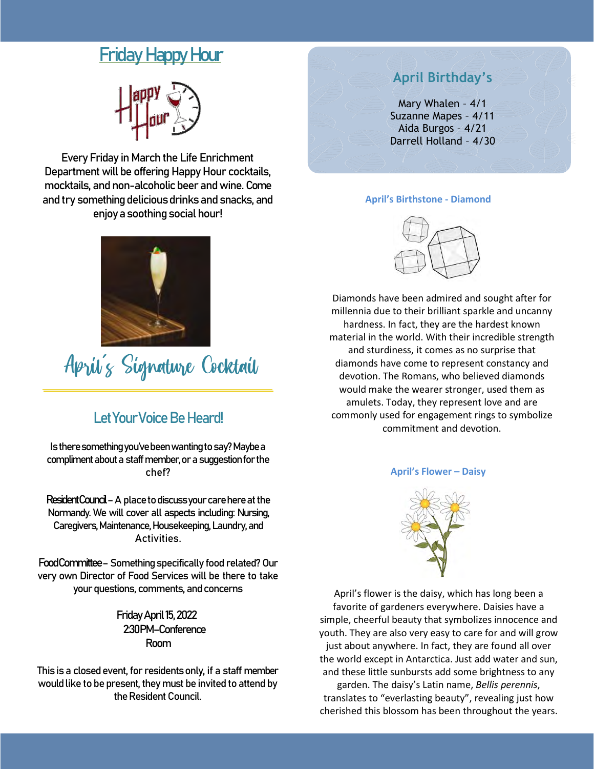## Friday Happy Hour

Every Friday in March the Life Enrichment Department will be offering Happy Hour cocktails, mocktails, and non-alcoholic beer and wine. Come and try something delicious drinks and snacks, and enjoy a soothing social hour!

April's Signature Cocktail

## Let Your Voice Be Heard!

Is there something you've been wanting to say? Maybe a compliment about a staff member, or a suggestion for the chef?

**Resident Council** – A place to discuss your care here at the Normandy. We will cover all aspects including: Nursing, Caregivers, Maintenance, Housekeeping, Laundry, and Activities.

**Food Committee** – Something specifically food related? Our very own Director of Food Services will be there to take your questions, comments, and concerns

Friday April 15, 2022
2:30PM–Conference Room

This is a closed event, for residents only, if a staff member would like to be present, they must be invited to attend by the Resident Council.

## April Birthday's

Mary Whalen - 4/1
Suzanne Mapes - 4/11
Aida Burgos - 4/21
Darrell Holland - 4/30

### April's Birthstone - Diamond

Diamonds have been admired and sought after for millennia due to their brilliant sparkle and uncanny hardness. In fact, they are the hardest known material in the world. With their incredible strength and sturdiness, it comes as no surprise that diamonds have come to represent constancy and devotion. The Romans, who believed diamonds would make the wearer stronger, used them as amulets. Today, they represent love and are commonly used for engagement rings to symbolize commitment and devotion.

### April's Flower – Daisy

April's flower is the daisy, which has long been a favorite of gardeners everywhere. Daisies have a simple, cheerful beauty that symbolizes innocence and youth. They are also very easy to care for and will grow just about anywhere. In fact, they are found all over the world except in Antarctica. Just add water and sun, and these little sunbursts add some brightness to any garden. The daisy's Latin name, *Bellis perennis*, translates to "everlasting beauty", revealing just how cherished this blossom has been throughout the years.